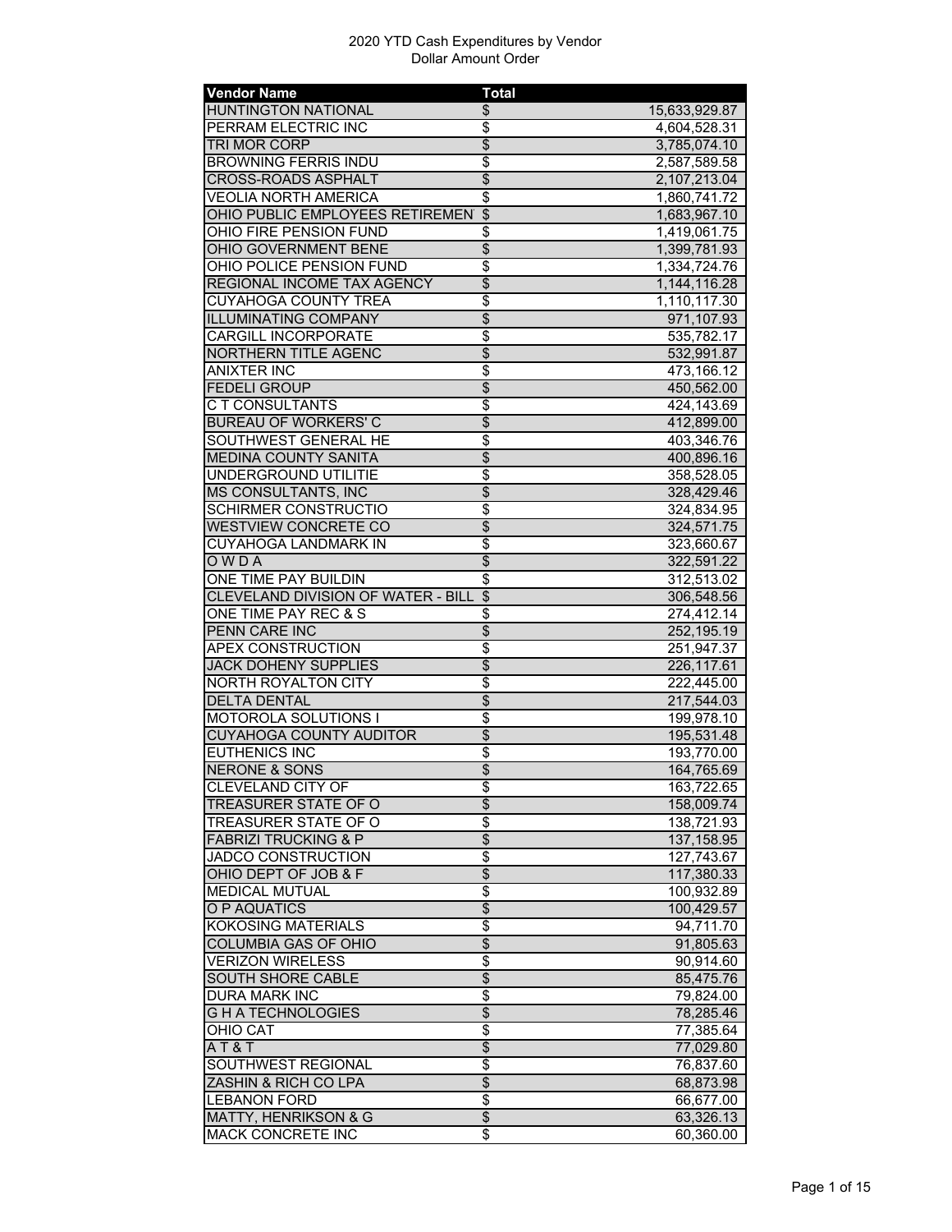# 2020 YTD Cash Expenditures by Vendor

Dollar Amount Order

| Vendor Name | Total | |
|---|---|---|
| HUNTINGTON NATIONAL | $ | 15,633,929.87 |
| PERRAM ELECTRIC INC | $ | 4,604,528.31 |
| TRI MOR CORP | $ | 3,785,074.10 |
| BROWNING FERRIS INDU | $ | 2,587,589.58 |
| CROSS-ROADS ASPHALT | $ | 2,107,213.04 |
| VEOLIA NORTH AMERICA | $ | 1,860,741.72 |
| OHIO PUBLIC EMPLOYEES RETIREMEN | $ | 1,683,967.10 |
| OHIO FIRE PENSION FUND | $ | 1,419,061.75 |
| OHIO GOVERNMENT BENE | $ | 1,399,781.93 |
| OHIO POLICE PENSION FUND | $ | 1,334,724.76 |
| REGIONAL INCOME TAX AGENCY | $ | 1,144,116.28 |
| CUYAHOGA COUNTY TREA | $ | 1,110,117.30 |
| ILLUMINATING COMPANY | $ | 971,107.93 |
| CARGILL INCORPORATE | $ | 535,782.17 |
| NORTHERN TITLE AGENC | $ | 532,991.87 |
| ANIXTER INC | $ | 473,166.12 |
| FEDELI GROUP | $ | 450,562.00 |
| C T CONSULTANTS | $ | 424,143.69 |
| BUREAU OF WORKERS' C | $ | 412,899.00 |
| SOUTHWEST GENERAL HE | $ | 403,346.76 |
| MEDINA COUNTY SANITA | $ | 400,896.16 |
| UNDERGROUND UTILITIE | $ | 358,528.05 |
| MS CONSULTANTS, INC | $ | 328,429.46 |
| SCHIRMER CONSTRUCTIO | $ | 324,834.95 |
| WESTVIEW CONCRETE CO | $ | 324,571.75 |
| CUYAHOGA LANDMARK IN | $ | 323,660.67 |
| O W D A | $ | 322,591.22 |
| ONE TIME PAY BUILDIN | $ | 312,513.02 |
| CLEVELAND DIVISION OF WATER - BILL | $ | 306,548.56 |
| ONE TIME PAY REC & S | $ | 274,412.14 |
| PENN CARE INC | $ | 252,195.19 |
| APEX CONSTRUCTION | $ | 251,947.37 |
| JACK DOHENY SUPPLIES | $ | 226,117.61 |
| NORTH ROYALTON CITY | $ | 222,445.00 |
| DELTA DENTAL | $ | 217,544.03 |
| MOTOROLA SOLUTIONS I | $ | 199,978.10 |
| CUYAHOGA COUNTY AUDITOR | $ | 195,531.48 |
| EUTHENICS INC | $ | 193,770.00 |
| NERONE & SONS | $ | 164,765.69 |
| CLEVELAND CITY OF | $ | 163,722.65 |
| TREASURER STATE OF O | $ | 158,009.74 |
| TREASURER STATE OF O | $ | 138,721.93 |
| FABRIZI TRUCKING & P | $ | 137,158.95 |
| JADCO CONSTRUCTION | $ | 127,743.67 |
| OHIO DEPT OF JOB & F | $ | 117,380.33 |
| MEDICAL MUTUAL | $ | 100,932.89 |
| O P AQUATICS | $ | 100,429.57 |
| KOKOSING MATERIALS | $ | 94,711.70 |
| COLUMBIA GAS OF OHIO | $ | 91,805.63 |
| VERIZON WIRELESS | $ | 90,914.60 |
| SOUTH SHORE CABLE | $ | 85,475.76 |
| DURA MARK INC | $ | 79,824.00 |
| G H A TECHNOLOGIES | $ | 78,285.46 |
| OHIO CAT | $ | 77,385.64 |
| A T & T | $ | 77,029.80 |
| SOUTHWEST REGIONAL | $ | 76,837.60 |
| ZASHIN & RICH CO LPA | $ | 68,873.98 |
| LEBANON FORD | $ | 66,677.00 |
| MATTY, HENRIKSON & G | $ | 63,326.13 |
| MACK CONCRETE INC | $ | 60,360.00 |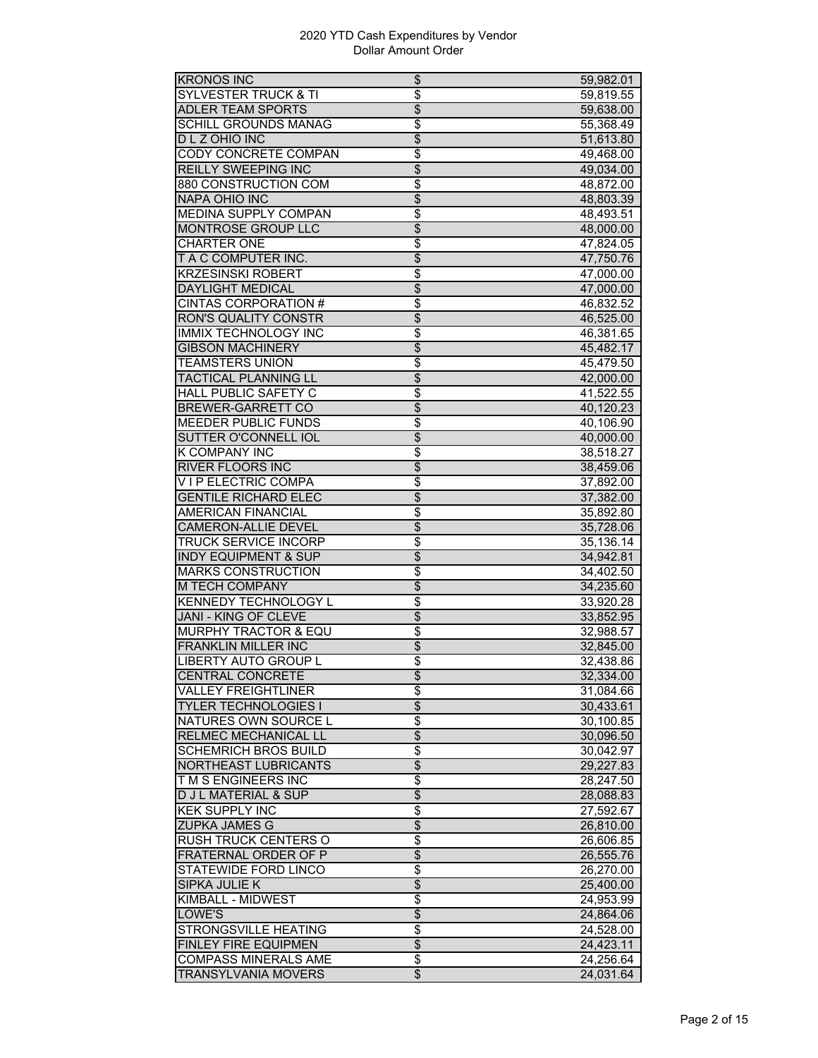2020 YTD Cash Expenditures by Vendor
Dollar Amount Order

| | | |
|---|---|---|
| KRONOS INC | $ | 59,982.01 |
| SYLVESTER TRUCK & TI | $ | 59,819.55 |
| ADLER TEAM SPORTS | $ | 59,638.00 |
| SCHILL GROUNDS MANAG | $ | 55,368.49 |
| D L Z OHIO INC | $ | 51,613.80 |
| CODY CONCRETE COMPAN | $ | 49,468.00 |
| REILLY SWEEPING INC | $ | 49,034.00 |
| 880 CONSTRUCTION COM | $ | 48,872.00 |
| NAPA OHIO INC | $ | 48,803.39 |
| MEDINA SUPPLY COMPAN | $ | 48,493.51 |
| MONTROSE GROUP LLC | $ | 48,000.00 |
| CHARTER ONE | $ | 47,824.05 |
| T A C COMPUTER INC. | $ | 47,750.76 |
| KRZESINSKI ROBERT | $ | 47,000.00 |
| DAYLIGHT MEDICAL | $ | 47,000.00 |
| CINTAS CORPORATION # | $ | 46,832.52 |
| RON'S QUALITY CONSTR | $ | 46,525.00 |
| IMMIX TECHNOLOGY INC | $ | 46,381.65 |
| GIBSON MACHINERY | $ | 45,482.17 |
| TEAMSTERS UNION | $ | 45,479.50 |
| TACTICAL PLANNING LL | $ | 42,000.00 |
| HALL PUBLIC SAFETY C | $ | 41,522.55 |
| BREWER-GARRETT CO | $ | 40,120.23 |
| MEEDER PUBLIC FUNDS | $ | 40,106.90 |
| SUTTER O'CONNELL IOL | $ | 40,000.00 |
| K COMPANY INC | $ | 38,518.27 |
| RIVER FLOORS INC | $ | 38,459.06 |
| V I P ELECTRIC COMPA | $ | 37,892.00 |
| GENTILE RICHARD ELEC | $ | 37,382.00 |
| AMERICAN FINANCIAL | $ | 35,892.80 |
| CAMERON-ALLIE DEVEL | $ | 35,728.06 |
| TRUCK SERVICE INCORP | $ | 35,136.14 |
| INDY EQUIPMENT & SUP | $ | 34,942.81 |
| MARKS CONSTRUCTION | $ | 34,402.50 |
| M TECH COMPANY | $ | 34,235.60 |
| KENNEDY TECHNOLOGY L | $ | 33,920.28 |
| JANI - KING OF CLEVE | $ | 33,852.95 |
| MURPHY TRACTOR & EQU | $ | 32,988.57 |
| FRANKLIN MILLER INC | $ | 32,845.00 |
| LIBERTY AUTO GROUP L | $ | 32,438.86 |
| CENTRAL CONCRETE | $ | 32,334.00 |
| VALLEY FREIGHTLINER | $ | 31,084.66 |
| TYLER TECHNOLOGIES I | $ | 30,433.61 |
| NATURES OWN SOURCE L | $ | 30,100.85 |
| RELMEC MECHANICAL LL | $ | 30,096.50 |
| SCHEMRICH BROS BUILD | $ | 30,042.97 |
| NORTHEAST LUBRICANTS | $ | 29,227.83 |
| T M S ENGINEERS INC | $ | 28,247.50 |
| D J L MATERIAL & SUP | $ | 28,088.83 |
| KEK SUPPLY INC | $ | 27,592.67 |
| ZUPKA JAMES G | $ | 26,810.00 |
| RUSH TRUCK CENTERS O | $ | 26,606.85 |
| FRATERNAL ORDER OF P | $ | 26,555.76 |
| STATEWIDE FORD LINCO | $ | 26,270.00 |
| SIPKA JULIE K | $ | 25,400.00 |
| KIMBALL - MIDWEST | $ | 24,953.99 |
| LOWE'S | $ | 24,864.06 |
| STRONGSVILLE HEATING | $ | 24,528.00 |
| FINLEY FIRE EQUIPMEN | $ | 24,423.11 |
| COMPASS MINERALS AME | $ | 24,256.64 |
| TRANSYLVANIA MOVERS | $ | 24,031.64 |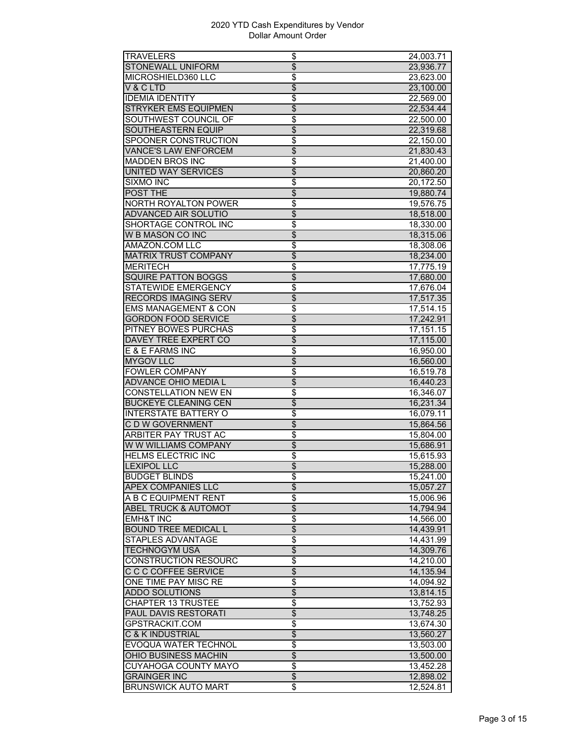2020 YTD Cash Expenditures by Vendor
Dollar Amount Order

| Vendor | | Amount |
|---|---|---|
| TRAVELERS | $ | 24,003.71 |
| STONEWALL UNIFORM | $ | 23,936.77 |
| MICROSHIELD360 LLC | $ | 23,623.00 |
| V & C LTD | $ | 23,100.00 |
| IDEMIA IDENTITY | $ | 22,569.00 |
| STRYKER EMS EQUIPMEN | $ | 22,534.44 |
| SOUTHWEST COUNCIL OF | $ | 22,500.00 |
| SOUTHEASTERN EQUIP | $ | 22,319.68 |
| SPOONER CONSTRUCTION | $ | 22,150.00 |
| VANCE'S LAW ENFORCEM | $ | 21,830.43 |
| MADDEN BROS INC | $ | 21,400.00 |
| UNITED WAY SERVICES | $ | 20,860.20 |
| SIXMO INC | $ | 20,172.50 |
| POST THE | $ | 19,880.74 |
| NORTH ROYALTON POWER | $ | 19,576.75 |
| ADVANCED AIR SOLUTIO | $ | 18,518.00 |
| SHORTAGE CONTROL INC | $ | 18,330.00 |
| W B MASON CO INC | $ | 18,315.06 |
| AMAZON.COM LLC | $ | 18,308.06 |
| MATRIX TRUST COMPANY | $ | 18,234.00 |
| MERITECH | $ | 17,775.19 |
| SQUIRE PATTON BOGGS | $ | 17,680.00 |
| STATEWIDE EMERGENCY | $ | 17,676.04 |
| RECORDS IMAGING SERV | $ | 17,517.35 |
| EMS MANAGEMENT & CON | $ | 17,514.15 |
| GORDON FOOD SERVICE | $ | 17,242.91 |
| PITNEY BOWES PURCHAS | $ | 17,151.15 |
| DAVEY TREE EXPERT CO | $ | 17,115.00 |
| E & E FARMS INC | $ | 16,950.00 |
| MYGOV LLC | $ | 16,560.00 |
| FOWLER COMPANY | $ | 16,519.78 |
| ADVANCE OHIO MEDIA L | $ | 16,440.23 |
| CONSTELLATION NEW EN | $ | 16,346.07 |
| BUCKEYE CLEANING CEN | $ | 16,231.34 |
| INTERSTATE BATTERY O | $ | 16,079.11 |
| C D W GOVERNMENT | $ | 15,864.56 |
| ARBITER PAY TRUST AC | $ | 15,804.00 |
| W W WILLIAMS COMPANY | $ | 15,686.91 |
| HELMS ELECTRIC INC | $ | 15,615.93 |
| LEXIPOL LLC | $ | 15,288.00 |
| BUDGET BLINDS | $ | 15,241.00 |
| APEX COMPANIES LLC | $ | 15,057.27 |
| A B C EQUIPMENT RENT | $ | 15,006.96 |
| ABEL TRUCK & AUTOMOT | $ | 14,794.94 |
| EMH&T INC | $ | 14,566.00 |
| BOUND TREE MEDICAL L | $ | 14,439.91 |
| STAPLES ADVANTAGE | $ | 14,431.99 |
| TECHNOGYM USA | $ | 14,309.76 |
| CONSTRUCTION RESOURC | $ | 14,210.00 |
| C C C COFFEE SERVICE | $ | 14,135.94 |
| ONE TIME PAY MISC RE | $ | 14,094.92 |
| ADDO SOLUTIONS | $ | 13,814.15 |
| CHAPTER 13 TRUSTEE | $ | 13,752.93 |
| PAUL DAVIS RESTORATI | $ | 13,748.25 |
| GPSTRACKIT.COM | $ | 13,674.30 |
| C & K INDUSTRIAL | $ | 13,560.27 |
| EVOQUA WATER TECHNOL | $ | 13,503.00 |
| OHIO BUSINESS MACHIN | $ | 13,500.00 |
| CUYAHOGA COUNTY MAYO | $ | 13,452.28 |
| GRAINGER INC | $ | 12,898.02 |
| BRUNSWICK AUTO MART | $ | 12,524.81 |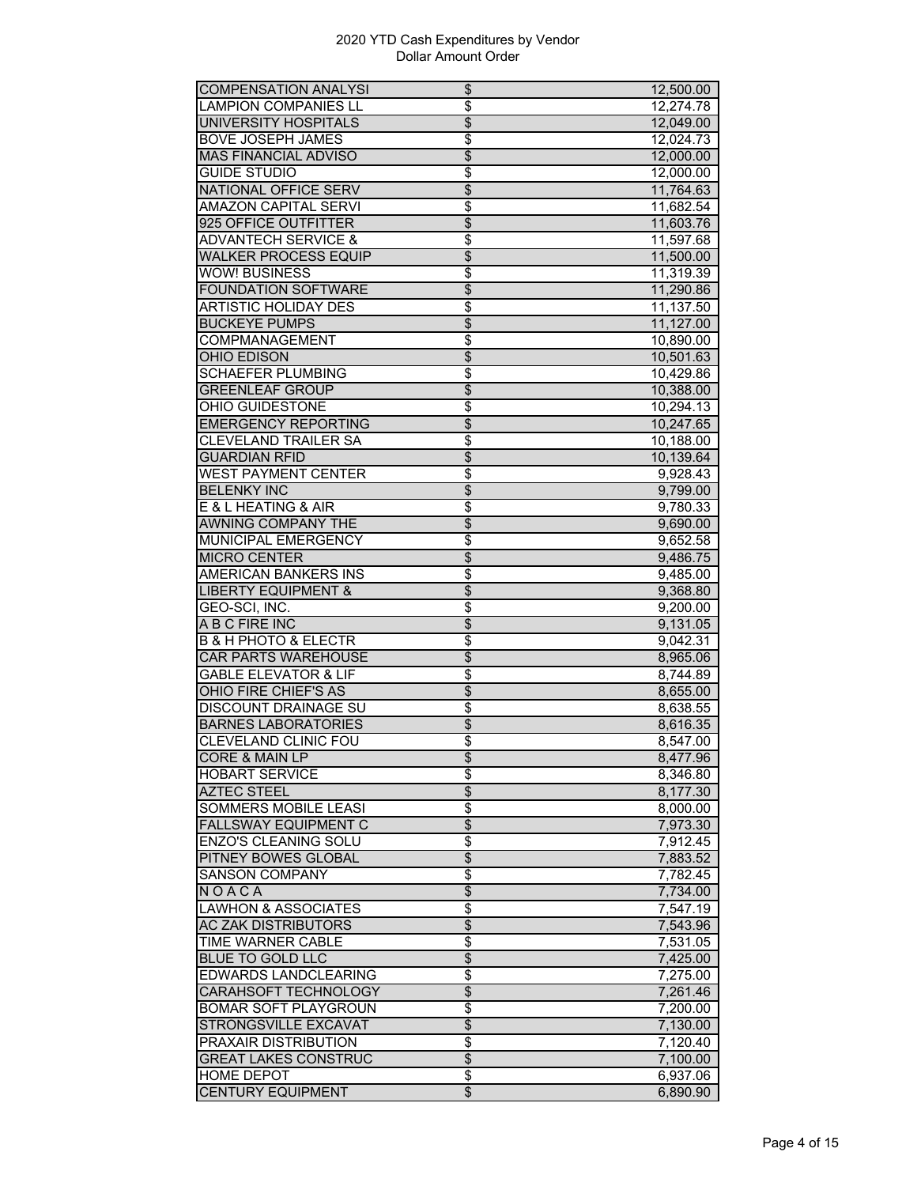2020 YTD Cash Expenditures by Vendor
Dollar Amount Order

| Vendor | | Amount |
|---|---|---|
| COMPENSATION ANALYSI | $ | 12,500.00 |
| LAMPION COMPANIES LL | $ | 12,274.78 |
| UNIVERSITY HOSPITALS | $ | 12,049.00 |
| BOVE JOSEPH JAMES | $ | 12,024.73 |
| MAS FINANCIAL ADVISO | $ | 12,000.00 |
| GUIDE STUDIO | $ | 12,000.00 |
| NATIONAL OFFICE SERV | $ | 11,764.63 |
| AMAZON CAPITAL SERVI | $ | 11,682.54 |
| 925 OFFICE OUTFITTER | $ | 11,603.76 |
| ADVANTECH SERVICE & | $ | 11,597.68 |
| WALKER PROCESS EQUIP | $ | 11,500.00 |
| WOW! BUSINESS | $ | 11,319.39 |
| FOUNDATION SOFTWARE | $ | 11,290.86 |
| ARTISTIC HOLIDAY DES | $ | 11,137.50 |
| BUCKEYE PUMPS | $ | 11,127.00 |
| COMPMANAGEMENT | $ | 10,890.00 |
| OHIO EDISON | $ | 10,501.63 |
| SCHAEFER PLUMBING | $ | 10,429.86 |
| GREENLEAF GROUP | $ | 10,388.00 |
| OHIO GUIDESTONE | $ | 10,294.13 |
| EMERGENCY REPORTING | $ | 10,247.65 |
| CLEVELAND TRAILER SA | $ | 10,188.00 |
| GUARDIAN RFID | $ | 10,139.64 |
| WEST PAYMENT CENTER | $ | 9,928.43 |
| BELENKY INC | $ | 9,799.00 |
| E & L HEATING & AIR | $ | 9,780.33 |
| AWNING COMPANY THE | $ | 9,690.00 |
| MUNICIPAL EMERGENCY | $ | 9,652.58 |
| MICRO CENTER | $ | 9,486.75 |
| AMERICAN BANKERS INS | $ | 9,485.00 |
| LIBERTY EQUIPMENT & | $ | 9,368.80 |
| GEO-SCI, INC. | $ | 9,200.00 |
| A B C FIRE INC | $ | 9,131.05 |
| B & H PHOTO & ELECTR | $ | 9,042.31 |
| CAR PARTS WAREHOUSE | $ | 8,965.06 |
| GABLE ELEVATOR & LIF | $ | 8,744.89 |
| OHIO FIRE CHIEF'S AS | $ | 8,655.00 |
| DISCOUNT DRAINAGE SU | $ | 8,638.55 |
| BARNES LABORATORIES | $ | 8,616.35 |
| CLEVELAND CLINIC FOU | $ | 8,547.00 |
| CORE & MAIN LP | $ | 8,477.96 |
| HOBART SERVICE | $ | 8,346.80 |
| AZTEC STEEL | $ | 8,177.30 |
| SOMMERS MOBILE LEASI | $ | 8,000.00 |
| FALLSWAY EQUIPMENT C | $ | 7,973.30 |
| ENZO'S CLEANING SOLU | $ | 7,912.45 |
| PITNEY BOWES GLOBAL | $ | 7,883.52 |
| SANSON COMPANY | $ | 7,782.45 |
| N O A C A | $ | 7,734.00 |
| LAWHON & ASSOCIATES | $ | 7,547.19 |
| AC ZAK DISTRIBUTORS | $ | 7,543.96 |
| TIME WARNER CABLE | $ | 7,531.05 |
| BLUE TO GOLD LLC | $ | 7,425.00 |
| EDWARDS LANDCLEARING | $ | 7,275.00 |
| CARAHSOFT TECHNOLOGY | $ | 7,261.46 |
| BOMAR SOFT PLAYGROUN | $ | 7,200.00 |
| STRONGSVILLE EXCAVAT | $ | 7,130.00 |
| PRAXAIR DISTRIBUTION | $ | 7,120.40 |
| GREAT LAKES CONSTRUC | $ | 7,100.00 |
| HOME DEPOT | $ | 6,937.06 |
| CENTURY EQUIPMENT | $ | 6,890.90 |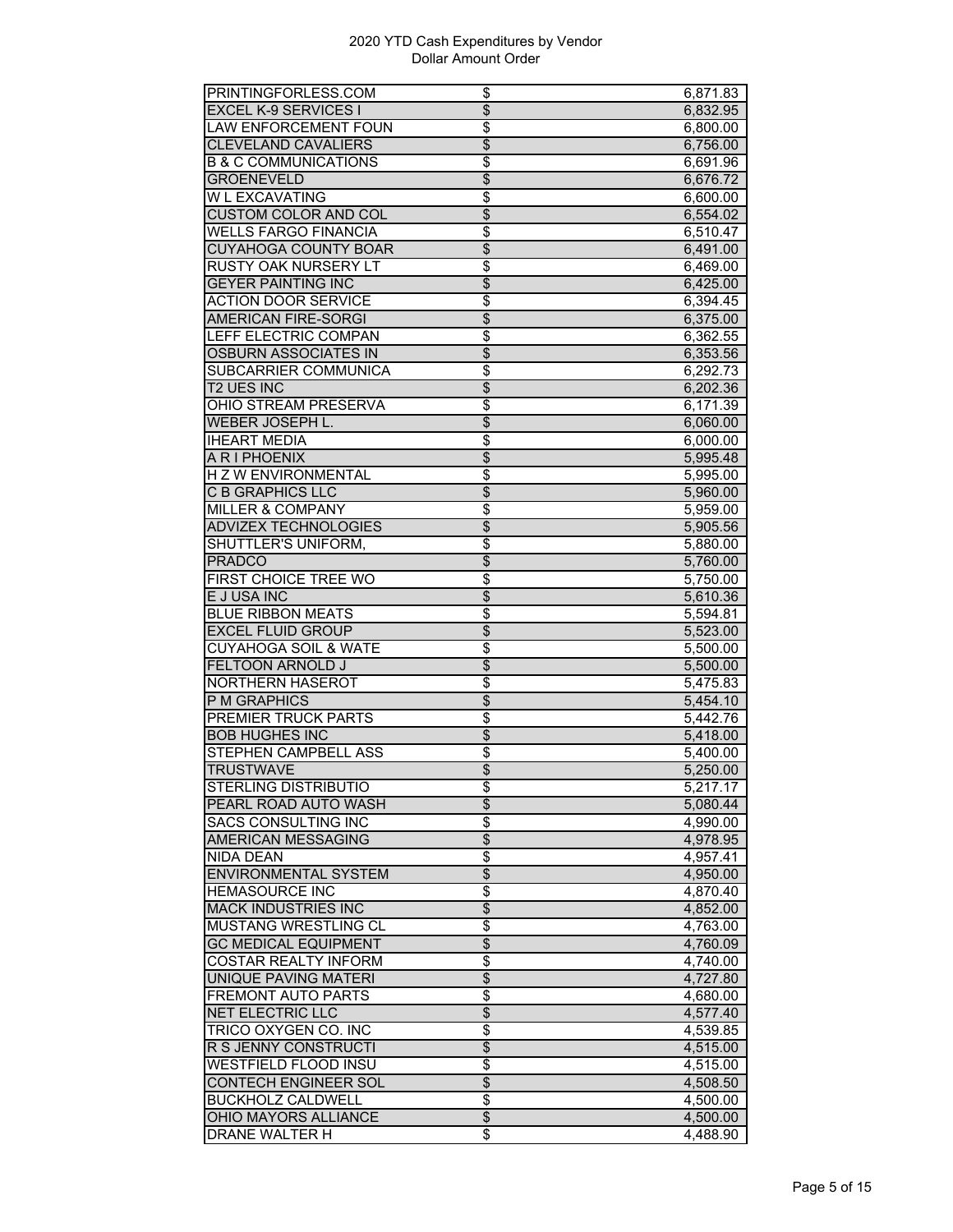2020 YTD Cash Expenditures by Vendor
Dollar Amount Order

| Vendor | | Amount |
|---|---|---|
| PRINTINGFORLESS.COM | $ | 6,871.83 |
| EXCEL K-9 SERVICES I | $ | 6,832.95 |
| LAW ENFORCEMENT FOUN | $ | 6,800.00 |
| CLEVELAND CAVALIERS | $ | 6,756.00 |
| B & C COMMUNICATIONS | $ | 6,691.96 |
| GROENEVELD | $ | 6,676.72 |
| W L EXCAVATING | $ | 6,600.00 |
| CUSTOM COLOR AND COL | $ | 6,554.02 |
| WELLS FARGO FINANCIA | $ | 6,510.47 |
| CUYAHOGA COUNTY BOAR | $ | 6,491.00 |
| RUSTY OAK NURSERY LT | $ | 6,469.00 |
| GEYER PAINTING INC | $ | 6,425.00 |
| ACTION DOOR SERVICE | $ | 6,394.45 |
| AMERICAN FIRE-SORGI | $ | 6,375.00 |
| LEFF ELECTRIC COMPAN | $ | 6,362.55 |
| OSBURN ASSOCIATES IN | $ | 6,353.56 |
| SUBCARRIER COMMUNICA | $ | 6,292.73 |
| T2 UES INC | $ | 6,202.36 |
| OHIO STREAM PRESERVA | $ | 6,171.39 |
| WEBER JOSEPH L. | $ | 6,060.00 |
| IHEART MEDIA | $ | 6,000.00 |
| A R I PHOENIX | $ | 5,995.48 |
| H Z W ENVIRONMENTAL | $ | 5,995.00 |
| C B GRAPHICS LLC | $ | 5,960.00 |
| MILLER & COMPANY | $ | 5,959.00 |
| ADVIZEX TECHNOLOGIES | $ | 5,905.56 |
| SHUTTLER'S UNIFORM, | $ | 5,880.00 |
| PRADCO | $ | 5,760.00 |
| FIRST CHOICE TREE WO | $ | 5,750.00 |
| E J USA INC | $ | 5,610.36 |
| BLUE RIBBON MEATS | $ | 5,594.81 |
| EXCEL FLUID GROUP | $ | 5,523.00 |
| CUYAHOGA SOIL & WATE | $ | 5,500.00 |
| FELTOON ARNOLD J | $ | 5,500.00 |
| NORTHERN HASEROT | $ | 5,475.83 |
| P M GRAPHICS | $ | 5,454.10 |
| PREMIER TRUCK PARTS | $ | 5,442.76 |
| BOB HUGHES INC | $ | 5,418.00 |
| STEPHEN CAMPBELL ASS | $ | 5,400.00 |
| TRUSTWAVE | $ | 5,250.00 |
| STERLING DISTRIBUTIO | $ | 5,217.17 |
| PEARL ROAD AUTO WASH | $ | 5,080.44 |
| SACS CONSULTING INC | $ | 4,990.00 |
| AMERICAN MESSAGING | $ | 4,978.95 |
| NIDA DEAN | $ | 4,957.41 |
| ENVIRONMENTAL SYSTEM | $ | 4,950.00 |
| HEMASOURCE INC | $ | 4,870.40 |
| MACK INDUSTRIES INC | $ | 4,852.00 |
| MUSTANG WRESTLING CL | $ | 4,763.00 |
| GC MEDICAL EQUIPMENT | $ | 4,760.09 |
| COSTAR REALTY INFORM | $ | 4,740.00 |
| UNIQUE PAVING MATERI | $ | 4,727.80 |
| FREMONT AUTO PARTS | $ | 4,680.00 |
| NET ELECTRIC LLC | $ | 4,577.40 |
| TRICO OXYGEN CO. INC | $ | 4,539.85 |
| R S JENNY CONSTRUCTI | $ | 4,515.00 |
| WESTFIELD FLOOD INSU | $ | 4,515.00 |
| CONTECH ENGINEER SOL | $ | 4,508.50 |
| BUCKHOLZ CALDWELL | $ | 4,500.00 |
| OHIO MAYORS ALLIANCE | $ | 4,500.00 |
| DRANE WALTER H | $ | 4,488.90 |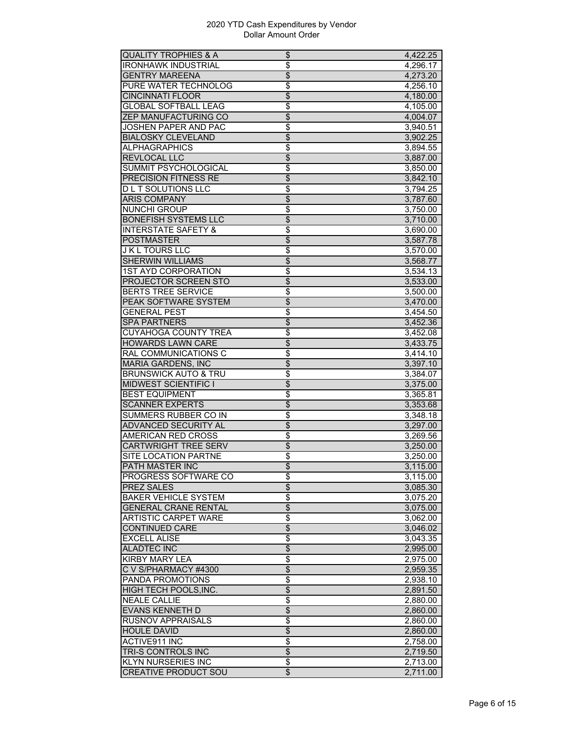2020 YTD Cash Expenditures by Vendor
Dollar Amount Order

| | | |
|---|---|---|
| QUALITY TROPHIES & A | $ | 4,422.25 |
| IRONHAWK INDUSTRIAL | $ | 4,296.17 |
| GENTRY MAREENA | $ | 4,273.20 |
| PURE WATER TECHNOLOG | $ | 4,256.10 |
| CINCINNATI FLOOR | $ | 4,180.00 |
| GLOBAL SOFTBALL LEAG | $ | 4,105.00 |
| ZEP MANUFACTURING CO | $ | 4,004.07 |
| JOSHEN PAPER AND PAC | $ | 3,940.51 |
| BIALOSKY CLEVELAND | $ | 3,902.25 |
| ALPHAGRAPHICS | $ | 3,894.55 |
| REVLOCAL LLC | $ | 3,887.00 |
| SUMMIT PSYCHOLOGICAL | $ | 3,850.00 |
| PRECISION FITNESS RE | $ | 3,842.10 |
| D L T SOLUTIONS LLC | $ | 3,794.25 |
| ARIS COMPANY | $ | 3,787.60 |
| NUNCHI GROUP | $ | 3,750.00 |
| BONEFISH SYSTEMS LLC | $ | 3,710.00 |
| INTERSTATE SAFETY & | $ | 3,690.00 |
| POSTMASTER | $ | 3,587.78 |
| J K L TOURS LLC | $ | 3,570.00 |
| SHERWIN WILLIAMS | $ | 3,568.77 |
| 1ST AYD CORPORATION | $ | 3,534.13 |
| PROJECTOR SCREEN STO | $ | 3,533.00 |
| BERTS TREE SERVICE | $ | 3,500.00 |
| PEAK SOFTWARE SYSTEM | $ | 3,470.00 |
| GENERAL PEST | $ | 3,454.50 |
| SPA PARTNERS | $ | 3,452.36 |
| CUYAHOGA COUNTY TREA | $ | 3,452.08 |
| HOWARDS LAWN CARE | $ | 3,433.75 |
| RAL COMMUNICATIONS C | $ | 3,414.10 |
| MARIA GARDENS, INC | $ | 3,397.10 |
| BRUNSWICK AUTO & TRU | $ | 3,384.07 |
| MIDWEST SCIENTIFIC I | $ | 3,375.00 |
| BEST EQUIPMENT | $ | 3,365.81 |
| SCANNER EXPERTS | $ | 3,353.68 |
| SUMMERS RUBBER CO IN | $ | 3,348.18 |
| ADVANCED SECURITY AL | $ | 3,297.00 |
| AMERICAN RED CROSS | $ | 3,269.56 |
| CARTWRIGHT TREE SERV | $ | 3,250.00 |
| SITE LOCATION PARTNE | $ | 3,250.00 |
| PATH MASTER INC | $ | 3,115.00 |
| PROGRESS SOFTWARE CO | $ | 3,115.00 |
| PREZ SALES | $ | 3,085.30 |
| BAKER VEHICLE SYSTEM | $ | 3,075.20 |
| GENERAL CRANE RENTAL | $ | 3,075.00 |
| ARTISTIC CARPET WARE | $ | 3,062.00 |
| CONTINUED CARE | $ | 3,046.02 |
| EXCELL ALISE | $ | 3,043.35 |
| ALADTEC INC | $ | 2,995.00 |
| KIRBY MARY LEA | $ | 2,975.00 |
| C V S/PHARMACY #4300 | $ | 2,959.35 |
| PANDA PROMOTIONS | $ | 2,938.10 |
| HIGH TECH POOLS,INC. | $ | 2,891.50 |
| NEALE CALLIE | $ | 2,880.00 |
| EVANS KENNETH D | $ | 2,860.00 |
| RUSNOV APPRAISALS | $ | 2,860.00 |
| HOULE DAVID | $ | 2,860.00 |
| ACTIVE911 INC | $ | 2,758.00 |
| TRI-S CONTROLS INC | $ | 2,719.50 |
| KLYN NURSERIES INC | $ | 2,713.00 |
| CREATIVE PRODUCT SOU | $ | 2,711.00 |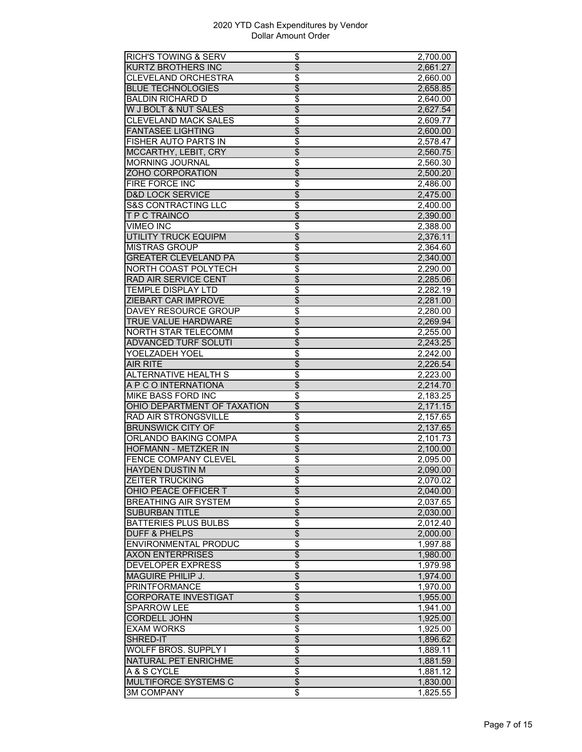2020 YTD Cash Expenditures by Vendor
Dollar Amount Order

| | | |
|---|---|---|
| RICH'S TOWING & SERV | $ | 2,700.00 |
| KURTZ BROTHERS INC | $ | 2,661.27 |
| CLEVELAND ORCHESTRA | $ | 2,660.00 |
| BLUE TECHNOLOGIES | $ | 2,658.85 |
| BALDIN RICHARD D | $ | 2,640.00 |
| W J BOLT & NUT SALES | $ | 2,627.54 |
| CLEVELAND MACK SALES | $ | 2,609.77 |
| FANTASEE LIGHTING | $ | 2,600.00 |
| FISHER AUTO PARTS IN | $ | 2,578.47 |
| MCCARTHY, LEBIT, CRY | $ | 2,560.75 |
| MORNING JOURNAL | $ | 2,560.30 |
| ZOHO CORPORATION | $ | 2,500.20 |
| FIRE FORCE INC | $ | 2,486.00 |
| D&D LOCK SERVICE | $ | 2,475.00 |
| S&S CONTRACTING LLC | $ | 2,400.00 |
| T P C TRAINCO | $ | 2,390.00 |
| VIMEO INC | $ | 2,388.00 |
| UTILITY TRUCK EQUIPM | $ | 2,376.11 |
| MISTRAS GROUP | $ | 2,364.60 |
| GREATER CLEVELAND PA | $ | 2,340.00 |
| NORTH COAST POLYTECH | $ | 2,290.00 |
| RAD AIR SERVICE CENT | $ | 2,285.06 |
| TEMPLE DISPLAY LTD | $ | 2,282.19 |
| ZIEBART CAR IMPROVE | $ | 2,281.00 |
| DAVEY RESOURCE GROUP | $ | 2,280.00 |
| TRUE VALUE HARDWARE | $ | 2,269.94 |
| NORTH STAR TELECOMM | $ | 2,255.00 |
| ADVANCED TURF SOLUTI | $ | 2,243.25 |
| YOELZADEH YOEL | $ | 2,242.00 |
| AIR RITE | $ | 2,226.54 |
| ALTERNATIVE HEALTH S | $ | 2,223.00 |
| A P C O INTERNATIONA | $ | 2,214.70 |
| MIKE BASS FORD INC | $ | 2,183.25 |
| OHIO DEPARTMENT OF TAXATION | $ | 2,171.15 |
| RAD AIR STRONGSVILLE | $ | 2,157.65 |
| BRUNSWICK CITY OF | $ | 2,137.65 |
| ORLANDO BAKING COMPA | $ | 2,101.73 |
| HOFMANN - METZKER IN | $ | 2,100.00 |
| FENCE COMPANY CLEVEL | $ | 2,095.00 |
| HAYDEN DUSTIN M | $ | 2,090.00 |
| ZEITER TRUCKING | $ | 2,070.02 |
| OHIO PEACE OFFICER T | $ | 2,040.00 |
| BREATHING AIR SYSTEM | $ | 2,037.65 |
| SUBURBAN TITLE | $ | 2,030.00 |
| BATTERIES PLUS BULBS | $ | 2,012.40 |
| DUFF & PHELPS | $ | 2,000.00 |
| ENVIRONMENTAL PRODUC | $ | 1,997.88 |
| AXON ENTERPRISES | $ | 1,980.00 |
| DEVELOPER EXPRESS | $ | 1,979.98 |
| MAGUIRE PHILIP J. | $ | 1,974.00 |
| PRINTFORMANCE | $ | 1,970.00 |
| CORPORATE INVESTIGAT | $ | 1,955.00 |
| SPARROW LEE | $ | 1,941.00 |
| CORDELL JOHN | $ | 1,925.00 |
| EXAM WORKS | $ | 1,925.00 |
| SHRED-IT | $ | 1,896.62 |
| WOLFF BROS. SUPPLY I | $ | 1,889.11 |
| NATURAL PET ENRICHME | $ | 1,881.59 |
| A & S CYCLE | $ | 1,881.12 |
| MULTIFORCE SYSTEMS C | $ | 1,830.00 |
| 3M COMPANY | $ | 1,825.55 |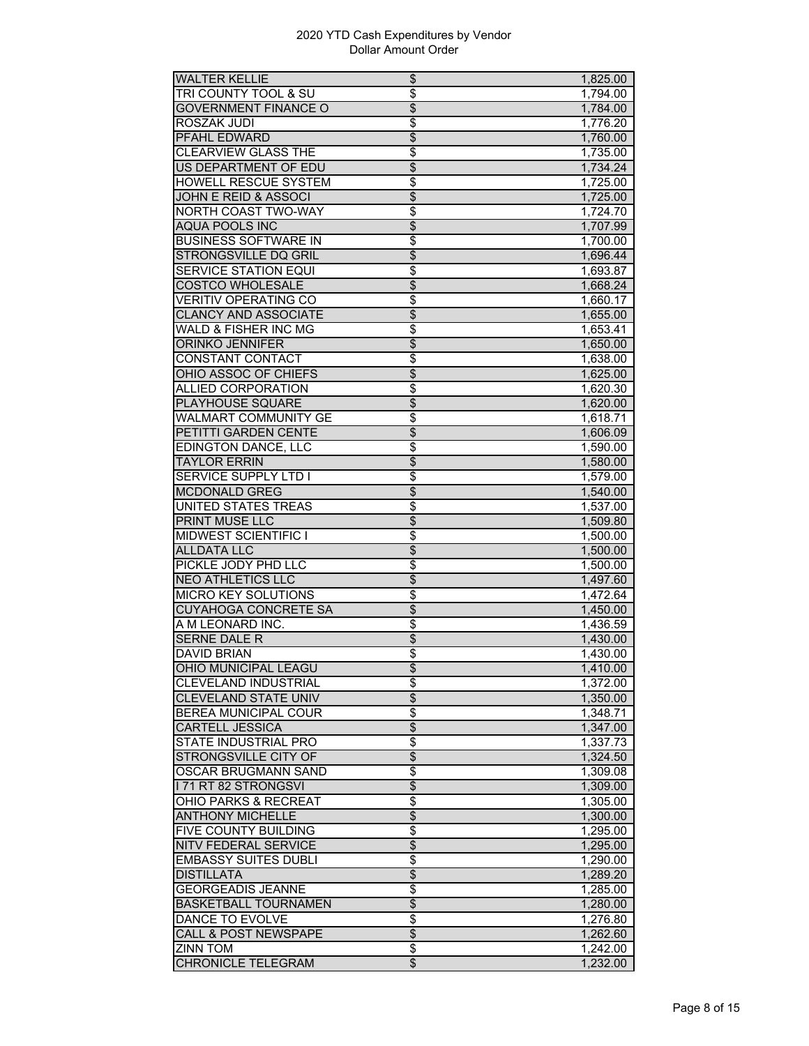# 2020 YTD Cash Expenditures by Vendor
## Dollar Amount Order

| Vendor | | Amount |
|---|---|---|
| WALTER KELLIE | $ | 1,825.00 |
| TRI COUNTY TOOL & SU | $ | 1,794.00 |
| GOVERNMENT FINANCE O | $ | 1,784.00 |
| ROSZAK JUDI | $ | 1,776.20 |
| PFAHL EDWARD | $ | 1,760.00 |
| CLEARVIEW GLASS THE | $ | 1,735.00 |
| US DEPARTMENT OF EDU | $ | 1,734.24 |
| HOWELL RESCUE SYSTEM | $ | 1,725.00 |
| JOHN E REID & ASSOCI | $ | 1,725.00 |
| NORTH COAST TWO-WAY | $ | 1,724.70 |
| AQUA POOLS INC | $ | 1,707.99 |
| BUSINESS SOFTWARE IN | $ | 1,700.00 |
| STRONGSVILLE DQ GRIL | $ | 1,696.44 |
| SERVICE STATION EQUI | $ | 1,693.87 |
| COSTCO WHOLESALE | $ | 1,668.24 |
| VERITIV OPERATING CO | $ | 1,660.17 |
| CLANCY AND ASSOCIATE | $ | 1,655.00 |
| WALD & FISHER INC MG | $ | 1,653.41 |
| ORINKO JENNIFER | $ | 1,650.00 |
| CONSTANT CONTACT | $ | 1,638.00 |
| OHIO ASSOC OF CHIEFS | $ | 1,625.00 |
| ALLIED CORPORATION | $ | 1,620.30 |
| PLAYHOUSE SQUARE | $ | 1,620.00 |
| WALMART COMMUNITY GE | $ | 1,618.71 |
| PETITTI GARDEN CENTE | $ | 1,606.09 |
| EDINGTON DANCE, LLC | $ | 1,590.00 |
| TAYLOR ERRIN | $ | 1,580.00 |
| SERVICE SUPPLY LTD I | $ | 1,579.00 |
| MCDONALD GREG | $ | 1,540.00 |
| UNITED STATES TREAS | $ | 1,537.00 |
| PRINT MUSE LLC | $ | 1,509.80 |
| MIDWEST SCIENTIFIC I | $ | 1,500.00 |
| ALLDATA LLC | $ | 1,500.00 |
| PICKLE JODY PHD LLC | $ | 1,500.00 |
| NEO ATHLETICS LLC | $ | 1,497.60 |
| MICRO KEY SOLUTIONS | $ | 1,472.64 |
| CUYAHOGA CONCRETE SA | $ | 1,450.00 |
| A M LEONARD INC. | $ | 1,436.59 |
| SERNE DALE R | $ | 1,430.00 |
| DAVID BRIAN | $ | 1,430.00 |
| OHIO MUNICIPAL LEAGU | $ | 1,410.00 |
| CLEVELAND INDUSTRIAL | $ | 1,372.00 |
| CLEVELAND STATE UNIV | $ | 1,350.00 |
| BEREA MUNICIPAL COUR | $ | 1,348.71 |
| CARTELL JESSICA | $ | 1,347.00 |
| STATE INDUSTRIAL PRO | $ | 1,337.73 |
| STRONGSVILLE CITY OF | $ | 1,324.50 |
| OSCAR BRUGMANN SAND | $ | 1,309.08 |
| I 71 RT 82 STRONGSVI | $ | 1,309.00 |
| OHIO PARKS & RECREAT | $ | 1,305.00 |
| ANTHONY MICHELLE | $ | 1,300.00 |
| FIVE COUNTY BUILDING | $ | 1,295.00 |
| NITV FEDERAL SERVICE | $ | 1,295.00 |
| EMBASSY SUITES DUBLI | $ | 1,290.00 |
| DISTILLATA | $ | 1,289.20 |
| GEORGEADIS JEANNE | $ | 1,285.00 |
| BASKETBALL TOURNAMEN | $ | 1,280.00 |
| DANCE TO EVOLVE | $ | 1,276.80 |
| CALL & POST NEWSPAPE | $ | 1,262.60 |
| ZINN TOM | $ | 1,242.00 |
| CHRONICLE TELEGRAM | $ | 1,232.00 |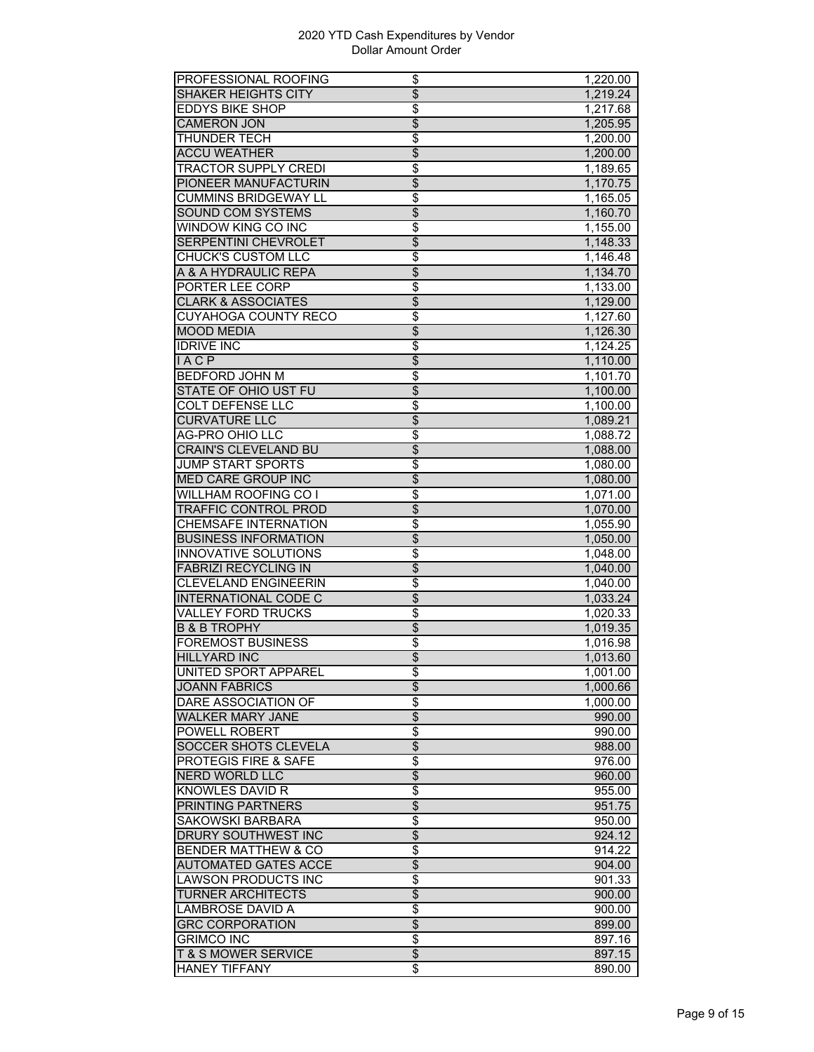2020 YTD Cash Expenditures by Vendor
Dollar Amount Order

| Vendor | | Amount |
|---|---|---|
| PROFESSIONAL ROOFING | $ | 1,220.00 |
| SHAKER HEIGHTS CITY | $ | 1,219.24 |
| EDDYS BIKE SHOP | $ | 1,217.68 |
| CAMERON JON | $ | 1,205.95 |
| THUNDER TECH | $ | 1,200.00 |
| ACCU WEATHER | $ | 1,200.00 |
| TRACTOR SUPPLY CREDI | $ | 1,189.65 |
| PIONEER MANUFACTURIN | $ | 1,170.75 |
| CUMMINS BRIDGEWAY LL | $ | 1,165.05 |
| SOUND COM SYSTEMS | $ | 1,160.70 |
| WINDOW KING CO INC | $ | 1,155.00 |
| SERPENTINI CHEVROLET | $ | 1,148.33 |
| CHUCK'S CUSTOM LLC | $ | 1,146.48 |
| A & A HYDRAULIC REPA | $ | 1,134.70 |
| PORTER LEE CORP | $ | 1,133.00 |
| CLARK & ASSOCIATES | $ | 1,129.00 |
| CUYAHOGA COUNTY RECO | $ | 1,127.60 |
| MOOD MEDIA | $ | 1,126.30 |
| IDRIVE INC | $ | 1,124.25 |
| I A C P | $ | 1,110.00 |
| BEDFORD JOHN M | $ | 1,101.70 |
| STATE OF OHIO UST FU | $ | 1,100.00 |
| COLT DEFENSE LLC | $ | 1,100.00 |
| CURVATURE LLC | $ | 1,089.21 |
| AG-PRO OHIO LLC | $ | 1,088.72 |
| CRAIN'S CLEVELAND BU | $ | 1,088.00 |
| JUMP START SPORTS | $ | 1,080.00 |
| MED CARE GROUP INC | $ | 1,080.00 |
| WILLHAM ROOFING CO I | $ | 1,071.00 |
| TRAFFIC CONTROL PROD | $ | 1,070.00 |
| CHEMSAFE INTERNATION | $ | 1,055.90 |
| BUSINESS INFORMATION | $ | 1,050.00 |
| INNOVATIVE SOLUTIONS | $ | 1,048.00 |
| FABRIZI RECYCLING IN | $ | 1,040.00 |
| CLEVELAND ENGINEERIN | $ | 1,040.00 |
| INTERNATIONAL CODE C | $ | 1,033.24 |
| VALLEY FORD TRUCKS | $ | 1,020.33 |
| B & B TROPHY | $ | 1,019.35 |
| FOREMOST BUSINESS | $ | 1,016.98 |
| HILLYARD INC | $ | 1,013.60 |
| UNITED SPORT APPAREL | $ | 1,001.00 |
| JOANN FABRICS | $ | 1,000.66 |
| DARE ASSOCIATION OF | $ | 1,000.00 |
| WALKER MARY JANE | $ | 990.00 |
| POWELL ROBERT | $ | 990.00 |
| SOCCER SHOTS CLEVELA | $ | 988.00 |
| PROTEGIS FIRE & SAFE | $ | 976.00 |
| NERD WORLD LLC | $ | 960.00 |
| KNOWLES DAVID R | $ | 955.00 |
| PRINTING PARTNERS | $ | 951.75 |
| SAKOWSKI BARBARA | $ | 950.00 |
| DRURY SOUTHWEST INC | $ | 924.12 |
| BENDER MATTHEW & CO | $ | 914.22 |
| AUTOMATED GATES ACCE | $ | 904.00 |
| LAWSON PRODUCTS INC | $ | 901.33 |
| TURNER ARCHITECTS | $ | 900.00 |
| LAMBROSE DAVID A | $ | 900.00 |
| GRC CORPORATION | $ | 899.00 |
| GRIMCO INC | $ | 897.16 |
| T & S MOWER SERVICE | $ | 897.15 |
| HANEY TIFFANY | $ | 890.00 |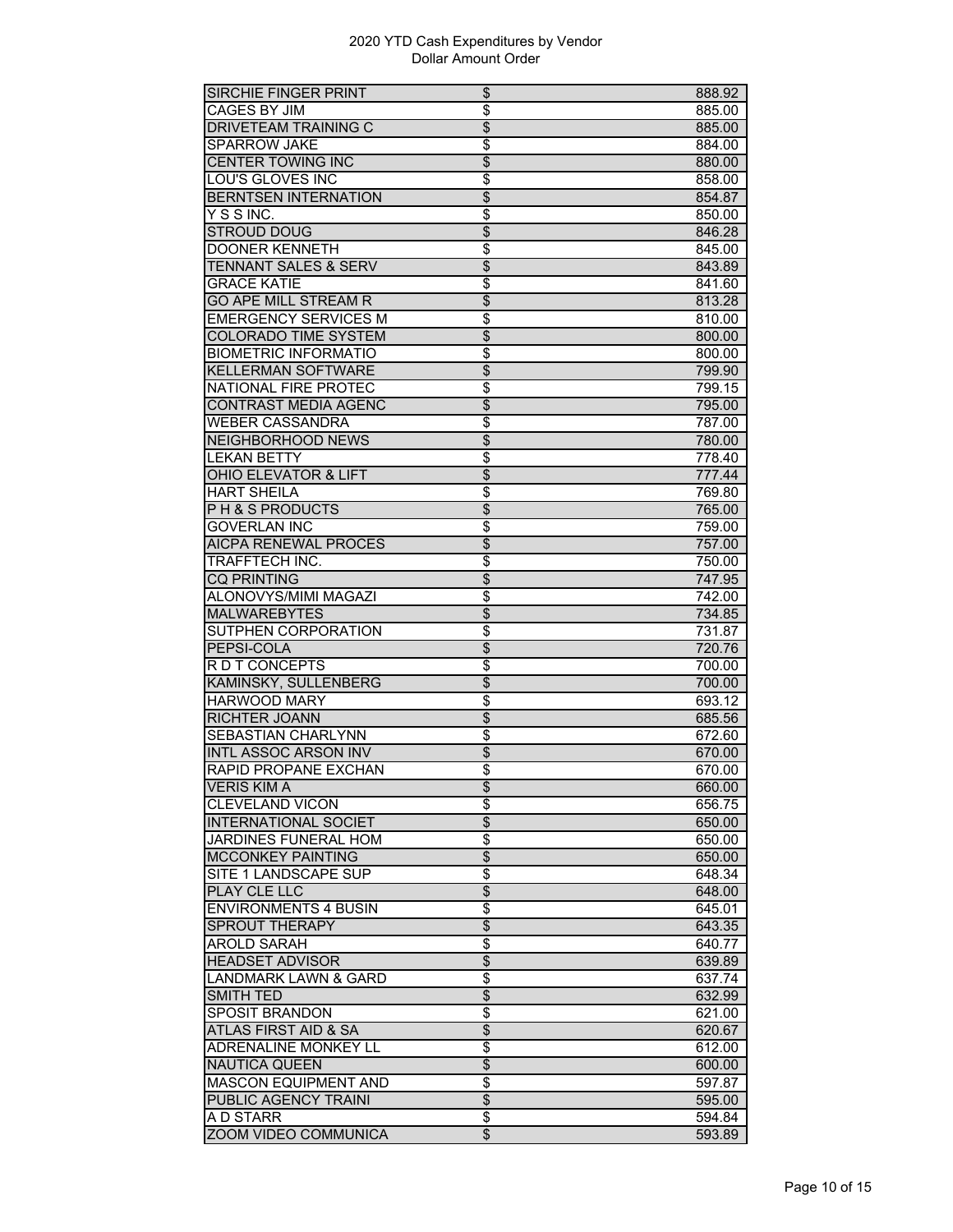2020 YTD Cash Expenditures by Vendor
Dollar Amount Order

| Vendor | | Amount |
|---|---|---|
| SIRCHIE FINGER PRINT | $ | 888.92 |
| CAGES BY JIM | $ | 885.00 |
| DRIVETEAM TRAINING C | $ | 885.00 |
| SPARROW JAKE | $ | 884.00 |
| CENTER TOWING INC | $ | 880.00 |
| LOU'S GLOVES INC | $ | 858.00 |
| BERNTSEN INTERNATION | $ | 854.87 |
| Y S S INC. | $ | 850.00 |
| STROUD DOUG | $ | 846.28 |
| DOONER KENNETH | $ | 845.00 |
| TENNANT SALES & SERV | $ | 843.89 |
| GRACE KATIE | $ | 841.60 |
| GO APE MILL STREAM R | $ | 813.28 |
| EMERGENCY SERVICES M | $ | 810.00 |
| COLORADO TIME SYSTEM | $ | 800.00 |
| BIOMETRIC INFORMATIO | $ | 800.00 |
| KELLERMAN SOFTWARE | $ | 799.90 |
| NATIONAL FIRE PROTEC | $ | 799.15 |
| CONTRAST MEDIA AGENC | $ | 795.00 |
| WEBER CASSANDRA | $ | 787.00 |
| NEIGHBORHOOD NEWS | $ | 780.00 |
| LEKAN BETTY | $ | 778.40 |
| OHIO ELEVATOR & LIFT | $ | 777.44 |
| HART SHEILA | $ | 769.80 |
| P H & S PRODUCTS | $ | 765.00 |
| GOVERLAN INC | $ | 759.00 |
| AICPA RENEWAL PROCES | $ | 757.00 |
| TRAFFTECH INC. | $ | 750.00 |
| CQ PRINTING | $ | 747.95 |
| ALONOVYS/MIMI MAGAZI | $ | 742.00 |
| MALWAREBYTES | $ | 734.85 |
| SUTPHEN CORPORATION | $ | 731.87 |
| PEPSI-COLA | $ | 720.76 |
| R D T CONCEPTS | $ | 700.00 |
| KAMINSKY, SULLENBERG | $ | 700.00 |
| HARWOOD MARY | $ | 693.12 |
| RICHTER JOANN | $ | 685.56 |
| SEBASTIAN CHARLYNN | $ | 672.60 |
| INTL ASSOC ARSON INV | $ | 670.00 |
| RAPID PROPANE EXCHAN | $ | 670.00 |
| VERIS KIM A | $ | 660.00 |
| CLEVELAND VICON | $ | 656.75 |
| INTERNATIONAL SOCIET | $ | 650.00 |
| JARDINES FUNERAL HOM | $ | 650.00 |
| MCCONKEY PAINTING | $ | 650.00 |
| SITE 1 LANDSCAPE SUP | $ | 648.34 |
| PLAY CLE LLC | $ | 648.00 |
| ENVIRONMENTS 4 BUSIN | $ | 645.01 |
| SPROUT THERAPY | $ | 643.35 |
| AROLD SARAH | $ | 640.77 |
| HEADSET ADVISOR | $ | 639.89 |
| LANDMARK LAWN & GARD | $ | 637.74 |
| SMITH TED | $ | 632.99 |
| SPOSIT BRANDON | $ | 621.00 |
| ATLAS FIRST AID & SA | $ | 620.67 |
| ADRENALINE MONKEY LL | $ | 612.00 |
| NAUTICA QUEEN | $ | 600.00 |
| MASCON EQUIPMENT AND | $ | 597.87 |
| PUBLIC AGENCY TRAINI | $ | 595.00 |
| A D STARR | $ | 594.84 |
| ZOOM VIDEO COMMUNICA | $ | 593.89 |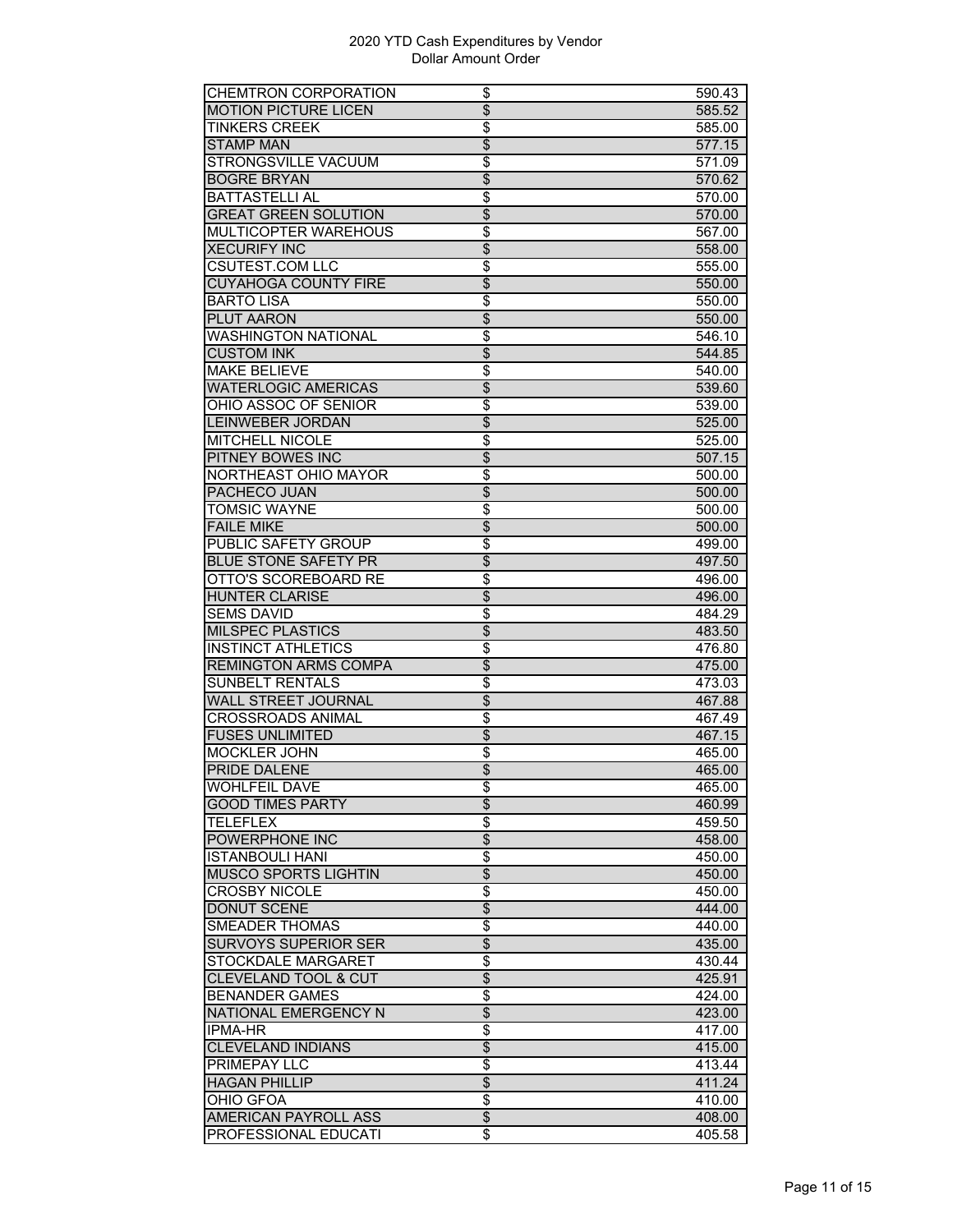2020 YTD Cash Expenditures by Vendor
Dollar Amount Order

| Vendor | | Amount |
|---|---|---|
| CHEMTRON CORPORATION | $ | 590.43 |
| MOTION PICTURE LICEN | $ | 585.52 |
| TINKERS CREEK | $ | 585.00 |
| STAMP MAN | $ | 577.15 |
| STRONGSVILLE VACUUM | $ | 571.09 |
| BOGRE BRYAN | $ | 570.62 |
| BATTASTELLI AL | $ | 570.00 |
| GREAT GREEN SOLUTION | $ | 570.00 |
| MULTICOPTER WAREHOUS | $ | 567.00 |
| XECURIFY INC | $ | 558.00 |
| CSUTEST.COM LLC | $ | 555.00 |
| CUYAHOGA COUNTY FIRE | $ | 550.00 |
| BARTO LISA | $ | 550.00 |
| PLUT AARON | $ | 550.00 |
| WASHINGTON NATIONAL | $ | 546.10 |
| CUSTOM INK | $ | 544.85 |
| MAKE BELIEVE | $ | 540.00 |
| WATERLOGIC AMERICAS | $ | 539.60 |
| OHIO ASSOC OF SENIOR | $ | 539.00 |
| LEINWEBER JORDAN | $ | 525.00 |
| MITCHELL NICOLE | $ | 525.00 |
| PITNEY BOWES INC | $ | 507.15 |
| NORTHEAST OHIO MAYOR | $ | 500.00 |
| PACHECO JUAN | $ | 500.00 |
| TOMSIC WAYNE | $ | 500.00 |
| FAILE MIKE | $ | 500.00 |
| PUBLIC SAFETY GROUP | $ | 499.00 |
| BLUE STONE SAFETY PR | $ | 497.50 |
| OTTO'S SCOREBOARD RE | $ | 496.00 |
| HUNTER CLARISE | $ | 496.00 |
| SEMS DAVID | $ | 484.29 |
| MILSPEC PLASTICS | $ | 483.50 |
| INSTINCT ATHLETICS | $ | 476.80 |
| REMINGTON ARMS COMPA | $ | 475.00 |
| SUNBELT RENTALS | $ | 473.03 |
| WALL STREET JOURNAL | $ | 467.88 |
| CROSSROADS ANIMAL | $ | 467.49 |
| FUSES UNLIMITED | $ | 467.15 |
| MOCKLER JOHN | $ | 465.00 |
| PRIDE DALENE | $ | 465.00 |
| WOHLFEIL DAVE | $ | 465.00 |
| GOOD TIMES PARTY | $ | 460.99 |
| TELEFLEX | $ | 459.50 |
| POWERPHONE INC | $ | 458.00 |
| ISTANBOULI HANI | $ | 450.00 |
| MUSCO SPORTS LIGHTIN | $ | 450.00 |
| CROSBY NICOLE | $ | 450.00 |
| DONUT SCENE | $ | 444.00 |
| SMEADER THOMAS | $ | 440.00 |
| SURVOYS SUPERIOR SER | $ | 435.00 |
| STOCKDALE MARGARET | $ | 430.44 |
| CLEVELAND TOOL & CUT | $ | 425.91 |
| BENANDER GAMES | $ | 424.00 |
| NATIONAL EMERGENCY N | $ | 423.00 |
| IPMA-HR | $ | 417.00 |
| CLEVELAND INDIANS | $ | 415.00 |
| PRIMEPAY LLC | $ | 413.44 |
| HAGAN PHILLIP | $ | 411.24 |
| OHIO GFOA | $ | 410.00 |
| AMERICAN PAYROLL ASS | $ | 408.00 |
| PROFESSIONAL EDUCATI | $ | 405.58 |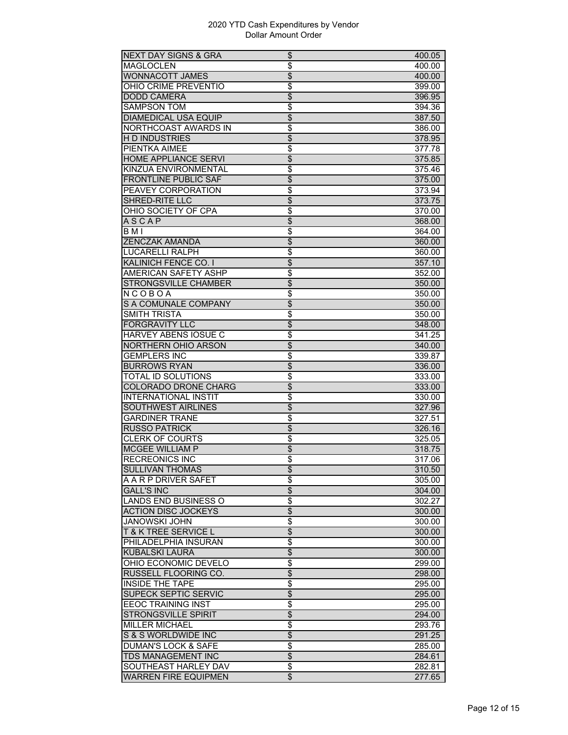2020 YTD Cash Expenditures by Vendor
Dollar Amount Order

| Vendor | | Amount |
|---|---|---|
| NEXT DAY SIGNS & GRA | $ | 400.05 |
| MAGLOCLEN | $ | 400.00 |
| WONNACOTT JAMES | $ | 400.00 |
| OHIO CRIME PREVENTIO | $ | 399.00 |
| DODD CAMERA | $ | 396.95 |
| SAMPSON TOM | $ | 394.36 |
| DIAMEDICAL USA EQUIP | $ | 387.50 |
| NORTHCOAST AWARDS IN | $ | 386.00 |
| H D INDUSTRIES | $ | 378.95 |
| PIENTKA AIMEE | $ | 377.78 |
| HOME APPLIANCE SERVI | $ | 375.85 |
| KINZUA ENVIRONMENTAL | $ | 375.46 |
| FRONTLINE PUBLIC SAF | $ | 375.00 |
| PEAVEY CORPORATION | $ | 373.94 |
| SHRED-RITE LLC | $ | 373.75 |
| OHIO SOCIETY OF CPA | $ | 370.00 |
| A S C A P | $ | 368.00 |
| B M I | $ | 364.00 |
| ZENCZAK AMANDA | $ | 360.00 |
| LUCARELLI RALPH | $ | 360.00 |
| KALINICH FENCE CO. I | $ | 357.10 |
| AMERICAN SAFETY ASHP | $ | 352.00 |
| STRONGSVILLE CHAMBER | $ | 350.00 |
| N C O B O A | $ | 350.00 |
| S A COMUNALE COMPANY | $ | 350.00 |
| SMITH TRISTA | $ | 350.00 |
| FORGRAVITY LLC | $ | 348.00 |
| HARVEY ABENS IOSUE C | $ | 341.25 |
| NORTHERN OHIO ARSON | $ | 340.00 |
| GEMPLERS INC | $ | 339.87 |
| BURROWS RYAN | $ | 336.00 |
| TOTAL ID SOLUTIONS | $ | 333.00 |
| COLORADO DRONE CHARG | $ | 333.00 |
| INTERNATIONAL INSTIT | $ | 330.00 |
| SOUTHWEST AIRLINES | $ | 327.96 |
| GARDINER TRANE | $ | 327.51 |
| RUSSO PATRICK | $ | 326.16 |
| CLERK OF COURTS | $ | 325.05 |
| MCGEE WILLIAM P | $ | 318.75 |
| RECREONICS INC | $ | 317.06 |
| SULLIVAN THOMAS | $ | 310.50 |
| A A R P DRIVER SAFET | $ | 305.00 |
| GALL'S INC | $ | 304.00 |
| LANDS END BUSINESS O | $ | 302.27 |
| ACTION DISC JOCKEYS | $ | 300.00 |
| JANOWSKI JOHN | $ | 300.00 |
| T & K TREE SERVICE L | $ | 300.00 |
| PHILADELPHIA INSURAN | $ | 300.00 |
| KUBALSKI LAURA | $ | 300.00 |
| OHIO ECONOMIC DEVELO | $ | 299.00 |
| RUSSELL FLOORING CO. | $ | 298.00 |
| INSIDE THE TAPE | $ | 295.00 |
| SUPECK SEPTIC SERVIC | $ | 295.00 |
| EEOC TRAINING INST | $ | 295.00 |
| STRONGSVILLE SPIRIT | $ | 294.00 |
| MILLER MICHAEL | $ | 293.76 |
| S & S WORLDWIDE INC | $ | 291.25 |
| DUMAN'S LOCK & SAFE | $ | 285.00 |
| TDS MANAGEMENT INC | $ | 284.61 |
| SOUTHEAST HARLEY DAV | $ | 282.81 |
| WARREN FIRE EQUIPMEN | $ | 277.65 |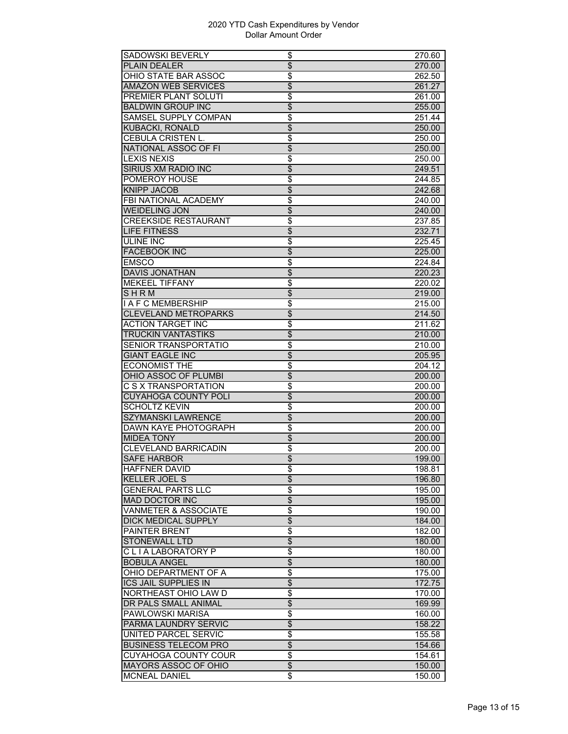# 2020 YTD Cash Expenditures by Vendor
## Dollar Amount Order

| Vendor | | Amount |
|---|---|---|
| SADOWSKI BEVERLY | $ | 270.60 |
| PLAIN DEALER | $ | 270.00 |
| OHIO STATE BAR ASSOC | $ | 262.50 |
| AMAZON WEB SERVICES | $ | 261.27 |
| PREMIER PLANT SOLUTI | $ | 261.00 |
| BALDWIN GROUP INC | $ | 255.00 |
| SAMSEL SUPPLY COMPAN | $ | 251.44 |
| KUBACKI, RONALD | $ | 250.00 |
| CEBULA CRISTEN L. | $ | 250.00 |
| NATIONAL ASSOC OF FI | $ | 250.00 |
| LEXIS NEXIS | $ | 250.00 |
| SIRIUS XM RADIO INC | $ | 249.51 |
| POMEROY HOUSE | $ | 244.85 |
| KNIPP JACOB | $ | 242.68 |
| FBI NATIONAL ACADEMY | $ | 240.00 |
| WEIDELING JON | $ | 240.00 |
| CREEKSIDE RESTAURANT | $ | 237.85 |
| LIFE FITNESS | $ | 232.71 |
| ULINE INC | $ | 225.45 |
| FACEBOOK INC | $ | 225.00 |
| EMSCO | $ | 224.84 |
| DAVIS JONATHAN | $ | 220.23 |
| MEKEEL TIFFANY | $ | 220.02 |
| S H R M | $ | 219.00 |
| I A F C MEMBERSHIP | $ | 215.00 |
| CLEVELAND METROPARKS | $ | 214.50 |
| ACTION TARGET INC | $ | 211.62 |
| TRUCKIN VANTASTIKS | $ | 210.00 |
| SENIOR TRANSPORTATIO | $ | 210.00 |
| GIANT EAGLE INC | $ | 205.95 |
| ECONOMIST THE | $ | 204.12 |
| OHIO ASSOC OF PLUMBI | $ | 200.00 |
| C S X TRANSPORTATION | $ | 200.00 |
| CUYAHOGA COUNTY POLI | $ | 200.00 |
| SCHOLTZ KEVIN | $ | 200.00 |
| SZYMANSKI LAWRENCE | $ | 200.00 |
| DAWN KAYE PHOTOGRAPH | $ | 200.00 |
| MIDEA TONY | $ | 200.00 |
| CLEVELAND BARRICADIN | $ | 200.00 |
| SAFE HARBOR | $ | 199.00 |
| HAFFNER DAVID | $ | 198.81 |
| KELLER JOEL S | $ | 196.80 |
| GENERAL PARTS LLC | $ | 195.00 |
| MAD DOCTOR INC | $ | 195.00 |
| VANMETER & ASSOCIATE | $ | 190.00 |
| DICK MEDICAL SUPPLY | $ | 184.00 |
| PAINTER BRENT | $ | 182.00 |
| STONEWALL LTD | $ | 180.00 |
| C L I A LABORATORY P | $ | 180.00 |
| BOBULA ANGEL | $ | 180.00 |
| OHIO DEPARTMENT OF A | $ | 175.00 |
| ICS JAIL SUPPLIES IN | $ | 172.75 |
| NORTHEAST OHIO LAW D | $ | 170.00 |
| DR PALS SMALL ANIMAL | $ | 169.99 |
| PAWLOWSKI MARISA | $ | 160.00 |
| PARMA LAUNDRY SERVIC | $ | 158.22 |
| UNITED PARCEL SERVIC | $ | 155.58 |
| BUSINESS TELECOM PRO | $ | 154.66 |
| CUYAHOGA COUNTY COUR | $ | 154.61 |
| MAYORS ASSOC OF OHIO | $ | 150.00 |
| MCNEAL DANIEL | $ | 150.00 |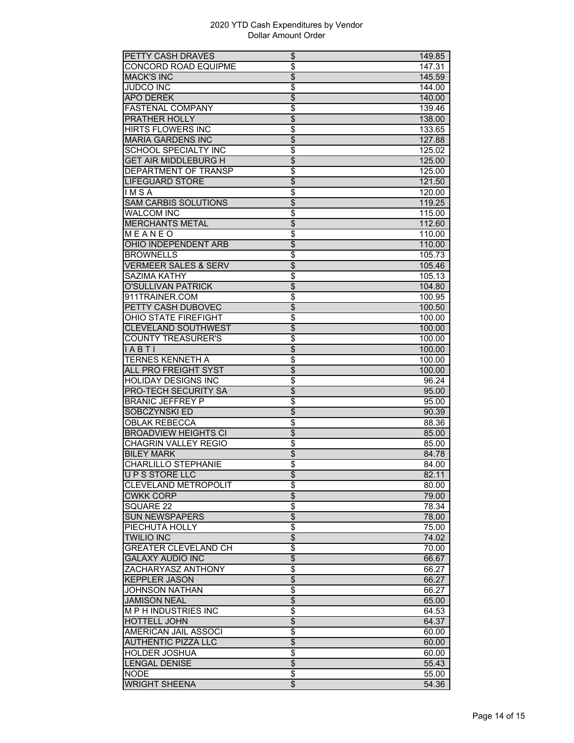2020 YTD Cash Expenditures by Vendor
Dollar Amount Order

| | | |
|---|---|---|
| PETTY CASH DRAVES | $ | 149.85 |
| CONCORD ROAD EQUIPME | $ | 147.31 |
| MACK'S INC | $ | 145.59 |
| JUDCO INC | $ | 144.00 |
| APO DEREK | $ | 140.00 |
| FASTENAL COMPANY | $ | 139.46 |
| PRATHER HOLLY | $ | 138.00 |
| HIRTS FLOWERS INC | $ | 133.65 |
| MARIA GARDENS INC | $ | 127.88 |
| SCHOOL SPECIALTY INC | $ | 125.02 |
| GET AIR MIDDLEBURG H | $ | 125.00 |
| DEPARTMENT OF TRANSP | $ | 125.00 |
| LIFEGUARD STORE | $ | 121.50 |
| I M S A | $ | 120.00 |
| SAM CARBIS SOLUTIONS | $ | 119.25 |
| WALCOM INC | $ | 115.00 |
| MERCHANTS METAL | $ | 112.60 |
| M E A N E O | $ | 110.00 |
| OHIO INDEPENDENT ARB | $ | 110.00 |
| BROWNELLS | $ | 105.73 |
| VERMEER SALES & SERV | $ | 105.46 |
| SAZIMA KATHY | $ | 105.13 |
| O'SULLIVAN PATRICK | $ | 104.80 |
| 911TRAINER.COM | $ | 100.95 |
| PETTY CASH DUBOVEC | $ | 100.50 |
| OHIO STATE FIREFIGHT | $ | 100.00 |
| CLEVELAND SOUTHWEST | $ | 100.00 |
| COUNTY TREASURER'S | $ | 100.00 |
| I A B T I | $ | 100.00 |
| TERNES KENNETH A | $ | 100.00 |
| ALL PRO FREIGHT SYST | $ | 100.00 |
| HOLIDAY DESIGNS INC | $ | 96.24 |
| PRO-TECH SECURITY SA | $ | 95.00 |
| BRANIC JEFFREY P | $ | 95.00 |
| SOBCZYNSKI ED | $ | 90.39 |
| OBLAK REBECCA | $ | 88.36 |
| BROADVIEW HEIGHTS CI | $ | 85.00 |
| CHAGRIN VALLEY REGIO | $ | 85.00 |
| BILEY MARK | $ | 84.78 |
| CHARLILLO STEPHANIE | $ | 84.00 |
| U P S STORE LLC | $ | 82.11 |
| CLEVELAND METROPOLIT | $ | 80.00 |
| CWKK CORP | $ | 79.00 |
| SQUARE 22 | $ | 78.34 |
| SUN NEWSPAPERS | $ | 78.00 |
| PIECHUTA HOLLY | $ | 75.00 |
| TWILIO INC | $ | 74.02 |
| GREATER CLEVELAND CH | $ | 70.00 |
| GALAXY AUDIO INC | $ | 66.67 |
| ZACHARYASZ ANTHONY | $ | 66.27 |
| KEPPLER JASON | $ | 66.27 |
| JOHNSON NATHAN | $ | 66.27 |
| JAMISON NEAL | $ | 65.00 |
| M P H INDUSTRIES INC | $ | 64.53 |
| HOTTELL JOHN | $ | 64.37 |
| AMERICAN JAIL ASSOCI | $ | 60.00 |
| AUTHENTIC PIZZA LLC | $ | 60.00 |
| HOLDER JOSHUA | $ | 60.00 |
| LENGAL DENISE | $ | 55.43 |
| NODE | $ | 55.00 |
| WRIGHT SHEENA | $ | 54.36 |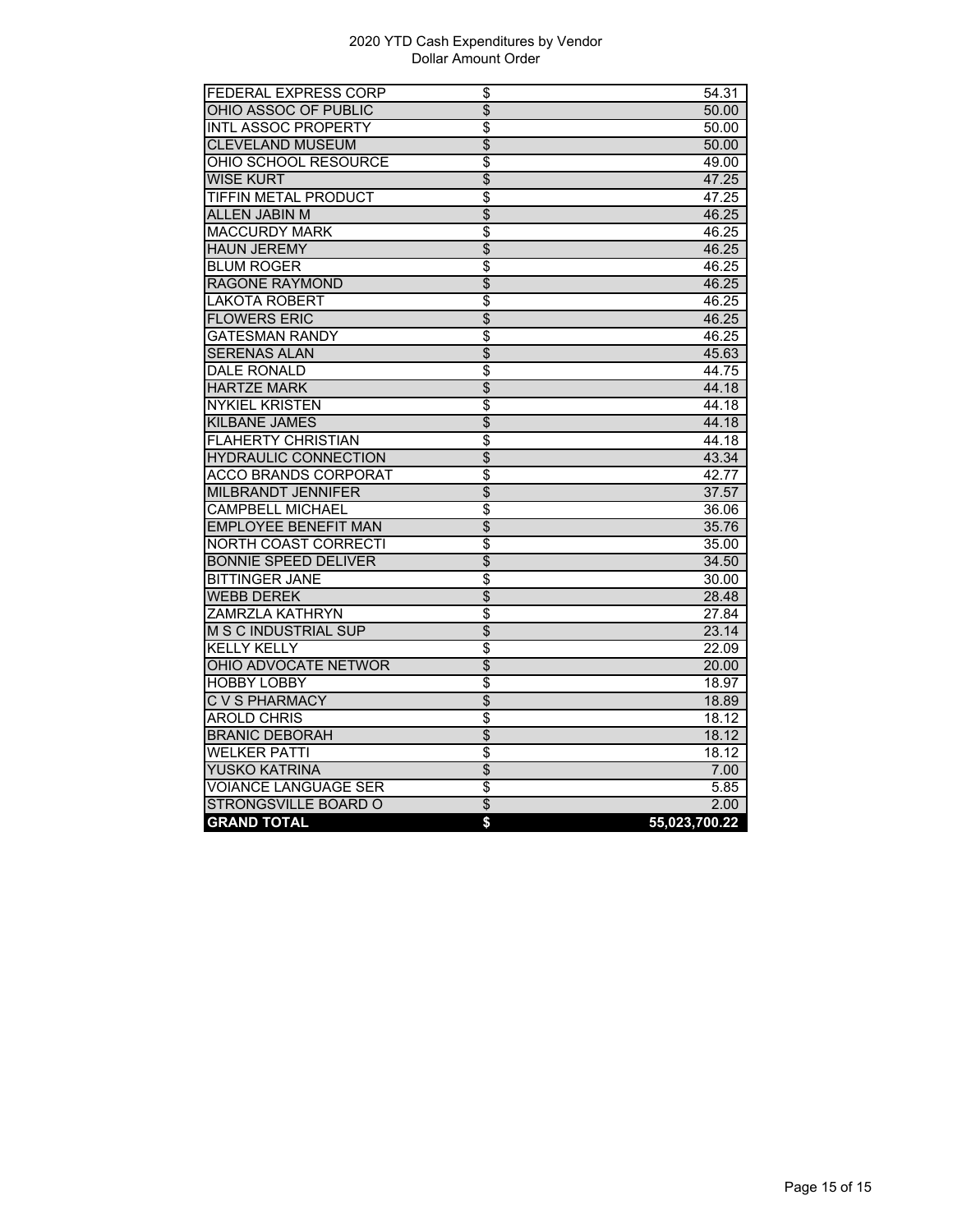2020 YTD Cash Expenditures by Vendor
Dollar Amount Order

| | | |
|---|---|---|
| FEDERAL EXPRESS CORP | $ | 54.31 |
| OHIO ASSOC OF PUBLIC | $ | 50.00 |
| INTL ASSOC PROPERTY | $ | 50.00 |
| CLEVELAND MUSEUM | $ | 50.00 |
| OHIO SCHOOL RESOURCE | $ | 49.00 |
| WISE KURT | $ | 47.25 |
| TIFFIN METAL PRODUCT | $ | 47.25 |
| ALLEN JABIN M | $ | 46.25 |
| MACCURDY MARK | $ | 46.25 |
| HAUN JEREMY | $ | 46.25 |
| BLUM ROGER | $ | 46.25 |
| RAGONE RAYMOND | $ | 46.25 |
| LAKOTA ROBERT | $ | 46.25 |
| FLOWERS ERIC | $ | 46.25 |
| GATESMAN RANDY | $ | 46.25 |
| SERENAS ALAN | $ | 45.63 |
| DALE RONALD | $ | 44.75 |
| HARTZE MARK | $ | 44.18 |
| NYKIEL KRISTEN | $ | 44.18 |
| KILBANE JAMES | $ | 44.18 |
| FLAHERTY CHRISTIAN | $ | 44.18 |
| HYDRAULIC CONNECTION | $ | 43.34 |
| ACCO BRANDS CORPORAT | $ | 42.77 |
| MILBRANDT JENNIFER | $ | 37.57 |
| CAMPBELL MICHAEL | $ | 36.06 |
| EMPLOYEE BENEFIT MAN | $ | 35.76 |
| NORTH COAST CORRECTI | $ | 35.00 |
| BONNIE SPEED DELIVER | $ | 34.50 |
| BITTINGER JANE | $ | 30.00 |
| WEBB DEREK | $ | 28.48 |
| ZAMRZLA KATHRYN | $ | 27.84 |
| M S C INDUSTRIAL SUP | $ | 23.14 |
| KELLY KELLY | $ | 22.09 |
| OHIO ADVOCATE NETWOR | $ | 20.00 |
| HOBBY LOBBY | $ | 18.97 |
| C V S PHARMACY | $ | 18.89 |
| AROLD CHRIS | $ | 18.12 |
| BRANIC DEBORAH | $ | 18.12 |
| WELKER PATTI | $ | 18.12 |
| YUSKO KATRINA | $ | 7.00 |
| VOIANCE LANGUAGE SER | $ | 5.85 |
| STRONGSVILLE BOARD O | $ | 2.00 |
| **GRAND TOTAL** | **$** | **55,023,700.22** |